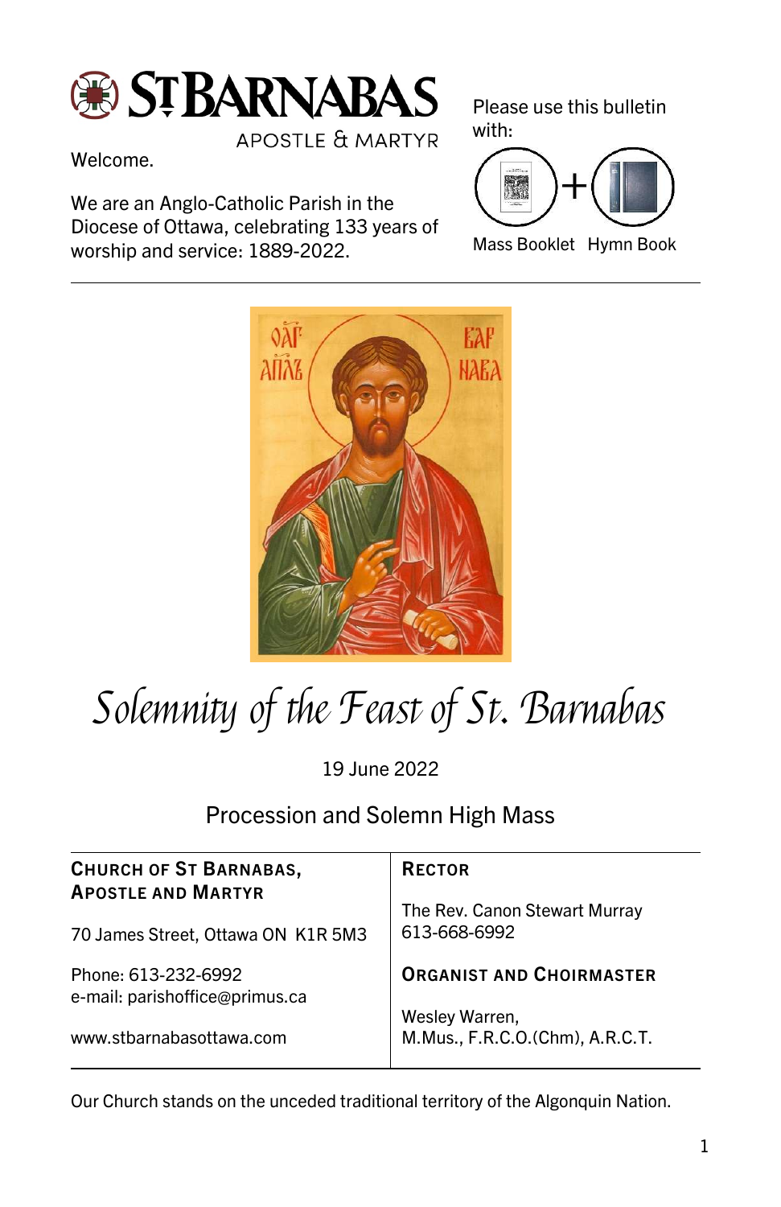# ST BARNABAS
APOSTLE & MARTYR

Welcome.

We are an Anglo-Catholic Parish in the Diocese of Ottawa, celebrating 133 years of worship and service: 1889-2022.

Please use this bulletin with:

Mass Booklet + Hymn Book

# *Solemnity of the Feast of St. Barnabas*

19 June 2022

## Procession and Solemn High Mass

| | |
|---|---|
| **CHURCH OF ST BARNABAS, APOSTLE AND MARTYR** | **RECTOR** |
| 70 James Street, Ottawa ON K1R 5M3 | The Rev. Canon Stewart Murray<br>613-668-6992 |
| Phone: 613-232-6992<br>e-mail: parishoffice@primus.ca | **ORGANIST AND CHOIRMASTER** |
| www.stbarnabasottawa.com | Wesley Warren,<br>M.Mus., F.R.C.O.(Chm), A.R.C.T. |

Our Church stands on the unceded traditional territory of the Algonquin Nation.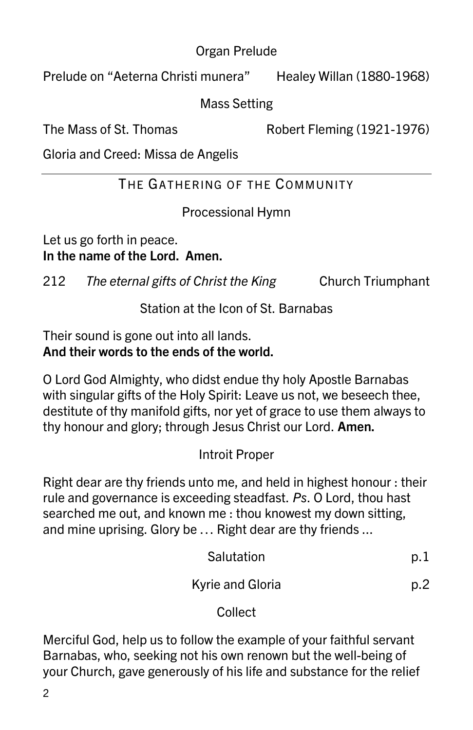Organ Prelude

Prelude on "Aeterna Christi munera" Healey Willan (1880-1968)

Mass Setting

The Mass of St. Thomas Robert Fleming (1921-1976)

Gloria and Creed: Missa de Angelis

---

## The Gathering of the Community

Processional Hymn

Let us go forth in peace.
**In the name of the Lord. Amen.**

212 *The eternal gifts of Christ the King* Church Triumphant

Station at the Icon of St. Barnabas

Their sound is gone out into all lands.
**And their words to the ends of the world.**

O Lord God Almighty, who didst endue thy holy Apostle Barnabas with singular gifts of the Holy Spirit: Leave us not, we beseech thee, destitute of thy manifold gifts, nor yet of grace to use them always to thy honour and glory; through Jesus Christ our Lord. **Amen.**

Introit Proper

Right dear are thy friends unto me, and held in highest honour : their rule and governance is exceeding steadfast. *Ps*. O Lord, thou hast searched me out, and known me : thou knowest my down sitting, and mine uprising. Glory be … Right dear are thy friends ...

Salutation p.1

Kyrie and Gloria p.2

Collect

Merciful God, help us to follow the example of your faithful servant Barnabas, who, seeking not his own renown but the well-being of your Church, gave generously of his life and substance for the relief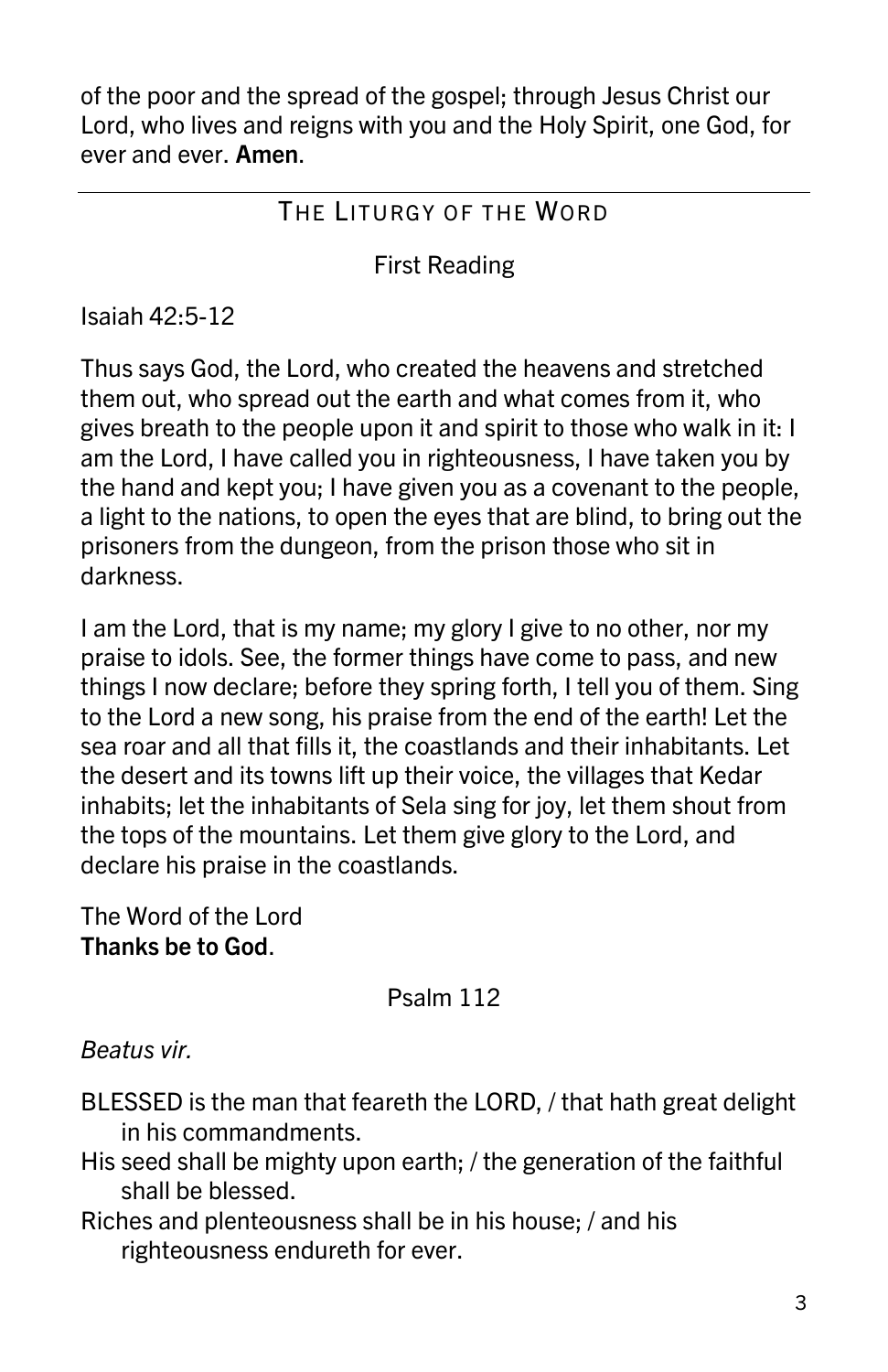of the poor and the spread of the gospel; through Jesus Christ our Lord, who lives and reigns with you and the Holy Spirit, one God, for ever and ever. **Amen**.

---

## The Liturgy of the Word

### First Reading

Isaiah 42:5-12

Thus says God, the Lord, who created the heavens and stretched them out, who spread out the earth and what comes from it, who gives breath to the people upon it and spirit to those who walk in it: I am the Lord, I have called you in righteousness, I have taken you by the hand and kept you; I have given you as a covenant to the people, a light to the nations, to open the eyes that are blind, to bring out the prisoners from the dungeon, from the prison those who sit in darkness.

I am the Lord, that is my name; my glory I give to no other, nor my praise to idols. See, the former things have come to pass, and new things I now declare; before they spring forth, I tell you of them. Sing to the Lord a new song, his praise from the end of the earth! Let the sea roar and all that fills it, the coastlands and their inhabitants. Let the desert and its towns lift up their voice, the villages that Kedar inhabits; let the inhabitants of Sela sing for joy, let them shout from the tops of the mountains. Let them give glory to the Lord, and declare his praise in the coastlands.

The Word of the Lord
**Thanks be to God**.

### Psalm 112

*Beatus vir.*

BLESSED is the man that feareth the LORD, / that hath great delight in his commandments.
His seed shall be mighty upon earth; / the generation of the faithful shall be blessed.
Riches and plenteousness shall be in his house; / and his righteousness endureth for ever.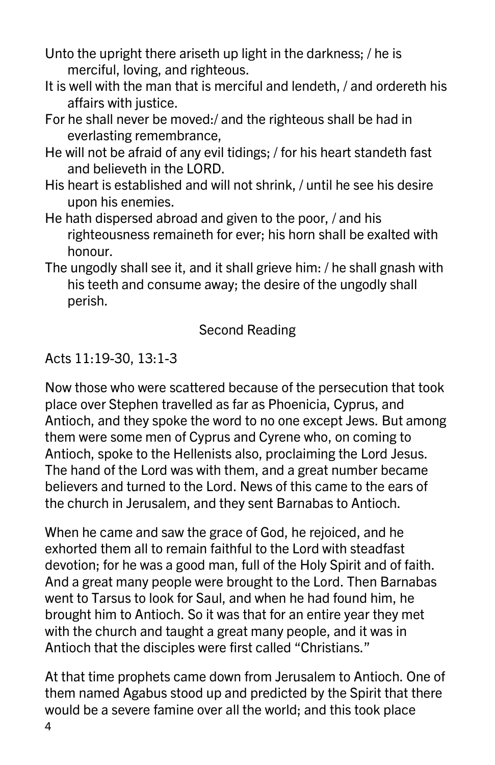Unto the upright there ariseth up light in the darkness; / he is merciful, loving, and righteous.

It is well with the man that is merciful and lendeth, / and ordereth his affairs with justice.

For he shall never be moved:/ and the righteous shall be had in everlasting remembrance,

He will not be afraid of any evil tidings; / for his heart standeth fast and believeth in the LORD.

His heart is established and will not shrink, / until he see his desire upon his enemies.

He hath dispersed abroad and given to the poor, / and his righteousness remaineth for ever; his horn shall be exalted with honour.

The ungodly shall see it, and it shall grieve him: / he shall gnash with his teeth and consume away; the desire of the ungodly shall perish.

## Second Reading

Acts 11:19-30, 13:1-3

Now those who were scattered because of the persecution that took place over Stephen travelled as far as Phoenicia, Cyprus, and Antioch, and they spoke the word to no one except Jews. But among them were some men of Cyprus and Cyrene who, on coming to Antioch, spoke to the Hellenists also, proclaiming the Lord Jesus. The hand of the Lord was with them, and a great number became believers and turned to the Lord. News of this came to the ears of the church in Jerusalem, and they sent Barnabas to Antioch.

When he came and saw the grace of God, he rejoiced, and he exhorted them all to remain faithful to the Lord with steadfast devotion; for he was a good man, full of the Holy Spirit and of faith. And a great many people were brought to the Lord. Then Barnabas went to Tarsus to look for Saul, and when he had found him, he brought him to Antioch. So it was that for an entire year they met with the church and taught a great many people, and it was in Antioch that the disciples were first called "Christians."

At that time prophets came down from Jerusalem to Antioch. One of them named Agabus stood up and predicted by the Spirit that there would be a severe famine over all the world; and this took place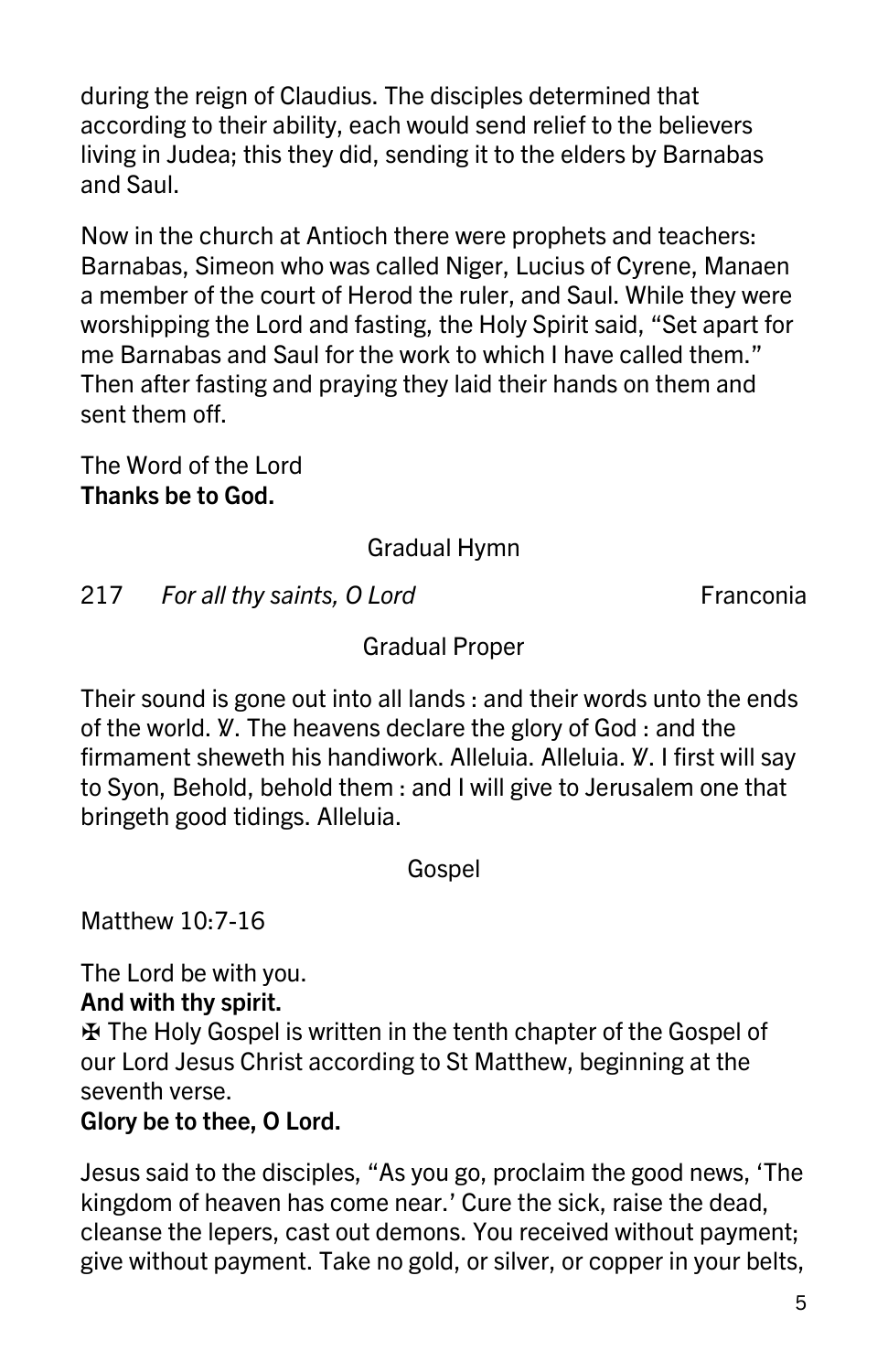during the reign of Claudius. The disciples determined that according to their ability, each would send relief to the believers living in Judea; this they did, sending it to the elders by Barnabas and Saul.

Now in the church at Antioch there were prophets and teachers: Barnabas, Simeon who was called Niger, Lucius of Cyrene, Manaen a member of the court of Herod the ruler, and Saul. While they were worshipping the Lord and fasting, the Holy Spirit said, "Set apart for me Barnabas and Saul for the work to which I have called them." Then after fasting and praying they laid their hands on them and sent them off.

The Word of the Lord
**Thanks be to God.**

## Gradual Hymn

217 *For all thy saints, O Lord* Franconia

## Gradual Proper

Their sound is gone out into all lands : and their words unto the ends of the world. ℣. The heavens declare the glory of God : and the firmament sheweth his handiwork. Alleluia. Alleluia. ℣. I first will say to Syon, Behold, behold them : and I will give to Jerusalem one that bringeth good tidings. Alleluia.

## Gospel

Matthew 10:7-16

The Lord be with you.
**And with thy spirit.**
✠ The Holy Gospel is written in the tenth chapter of the Gospel of our Lord Jesus Christ according to St Matthew, beginning at the seventh verse.
**Glory be to thee, O Lord.**

Jesus said to the disciples, "As you go, proclaim the good news, 'The kingdom of heaven has come near.' Cure the sick, raise the dead, cleanse the lepers, cast out demons. You received without payment; give without payment. Take no gold, or silver, or copper in your belts,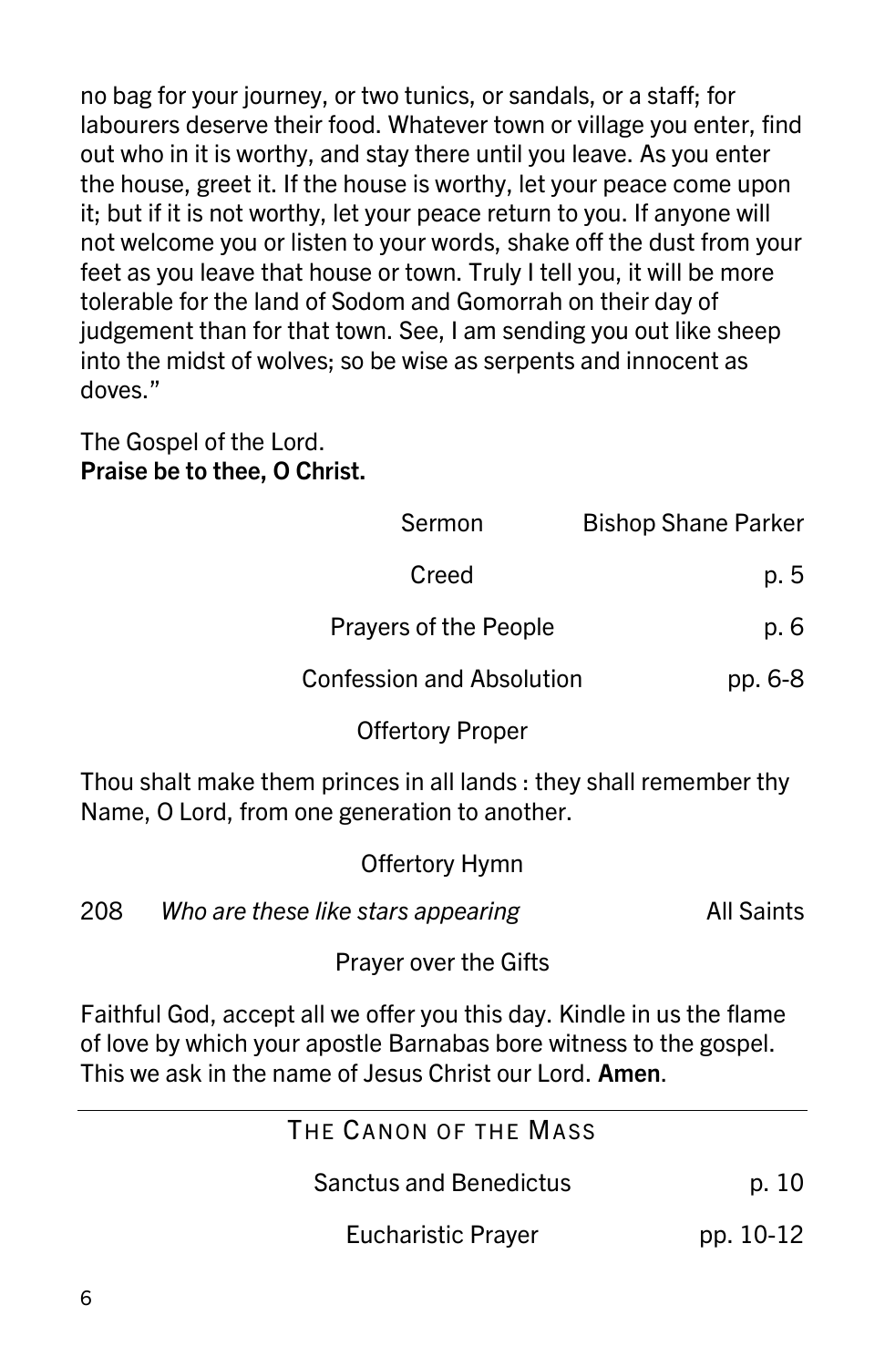no bag for your journey, or two tunics, or sandals, or a staff; for labourers deserve their food. Whatever town or village you enter, find out who in it is worthy, and stay there until you leave. As you enter the house, greet it. If the house is worthy, let your peace come upon it; but if it is not worthy, let your peace return to you. If anyone will not welcome you or listen to your words, shake off the dust from your feet as you leave that house or town. Truly I tell you, it will be more tolerable for the land of Sodom and Gomorrah on their day of judgement than for that town. See, I am sending you out like sheep into the midst of wolves; so be wise as serpents and innocent as doves."

The Gospel of the Lord.
**Praise be to thee, O Christ.**

| | |
|---|---|
| Sermon | Bishop Shane Parker |
| Creed | p. 5 |
| Prayers of the People | p. 6 |
| Confession and Absolution | pp. 6-8 |

Offertory Proper

Thou shalt make them princes in all lands : they shall remember thy Name, O Lord, from one generation to another.

Offertory Hymn

208 *Who are these like stars appearing* All Saints

Prayer over the Gifts

Faithful God, accept all we offer you this day. Kindle in us the flame of love by which your apostle Barnabas bore witness to the gospel. This we ask in the name of Jesus Christ our Lord. **Amen**.

---

## THE CANON OF THE MASS

| | |
|---|---|
| Sanctus and Benedictus | p. 10 |
| Eucharistic Prayer | pp. 10-12 |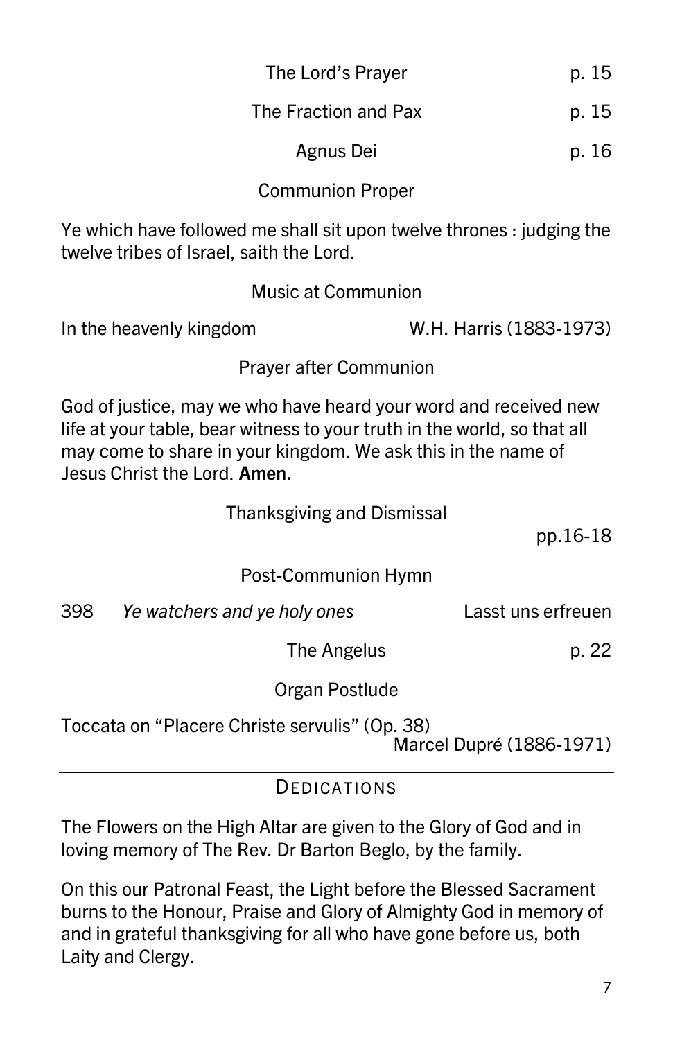The Lord's Prayer p. 15

The Fraction and Pax p. 15

Agnus Dei p. 16

Communion Proper

Ye which have followed me shall sit upon twelve thrones : judging the twelve tribes of Israel, saith the Lord.

Music at Communion

In the heavenly kingdom W.H. Harris (1883-1973)

Prayer after Communion

God of justice, may we who have heard your word and received new life at your table, bear witness to your truth in the world, so that all may come to share in your kingdom. We ask this in the name of Jesus Christ the Lord. **Amen.**

Thanksgiving and Dismissal

pp.16-18

Post-Communion Hymn

398 *Ye watchers and ye holy ones* Lasst uns erfreuen

The Angelus p. 22

Organ Postlude

Toccata on "Placere Christe servulis" (Op. 38)
Marcel Dupré (1886-1971)

---

## DEDICATIONS

The Flowers on the High Altar are given to the Glory of God and in loving memory of The Rev. Dr Barton Beglo, by the family.

On this our Patronal Feast, the Light before the Blessed Sacrament burns to the Honour, Praise and Glory of Almighty God in memory of and in grateful thanksgiving for all who have gone before us, both Laity and Clergy.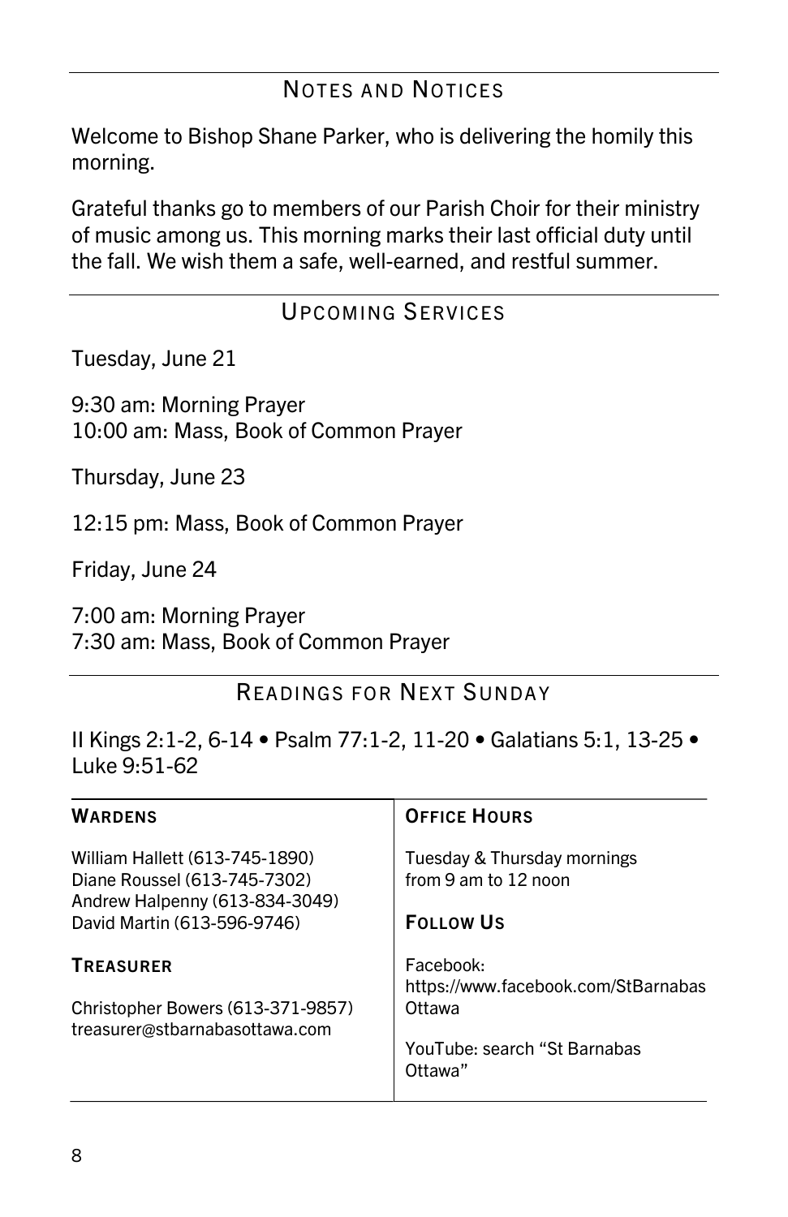## Notes and Notices

Welcome to Bishop Shane Parker, who is delivering the homily this morning.

Grateful thanks go to members of our Parish Choir for their ministry of music among us. This morning marks their last official duty until the fall. We wish them a safe, well-earned, and restful summer.

## Upcoming Services

Tuesday, June 21

9:30 am: Morning Prayer
10:00 am: Mass, Book of Common Prayer

Thursday, June 23

12:15 pm: Mass, Book of Common Prayer

Friday, June 24

7:00 am: Morning Prayer
7:30 am: Mass, Book of Common Prayer

## Readings for Next Sunday

II Kings 2:1-2, 6-14 • Psalm 77:1-2, 11-20 • Galatians 5:1, 13-25 • Luke 9:51-62

### Wardens

William Hallett (613-745-1890)
Diane Roussel (613-745-7302)
Andrew Halpenny (613-834-3049)
David Martin (613-596-9746)

### Treasurer

Christopher Bowers (613-371-9857)
treasurer@stbarnabasottawa.com

### Office Hours

Tuesday & Thursday mornings
from 9 am to 12 noon

### Follow Us

Facebook:
https://www.facebook.com/StBarnabas Ottawa

YouTube: search "St Barnabas Ottawa"